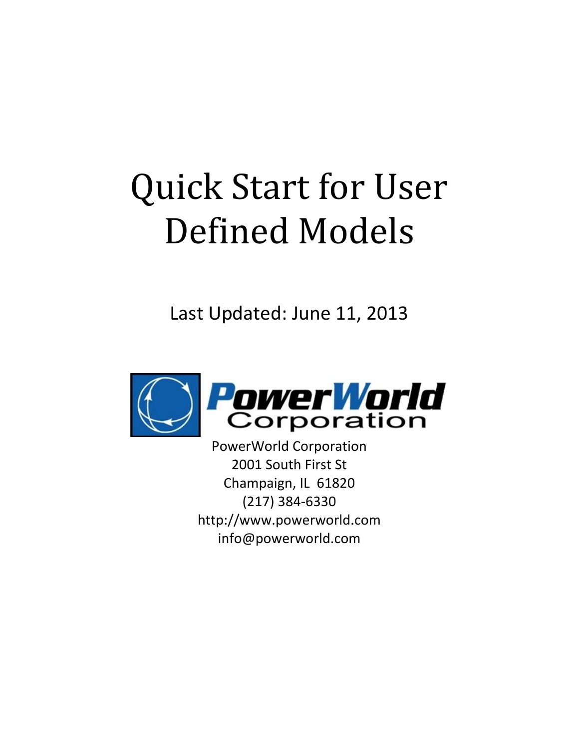# Quick Start for User Defined Models

Last Updated: June 11, 2013

PowerWorld Corporation
2001 South First St
Champaign, IL 61820
(217) 384-6330
http://www.powerworld.com
info@powerworld.com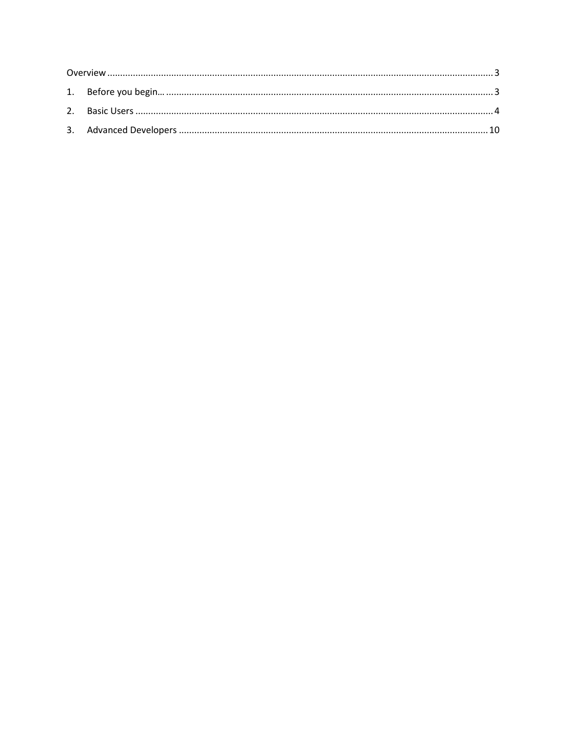Overview ........................................................................................................................................ 3

1. Before you begin… ................................................................................................................... 3
2. Basic Users ............................................................................................................................... 4
3. Advanced Developers ............................................................................................................ 10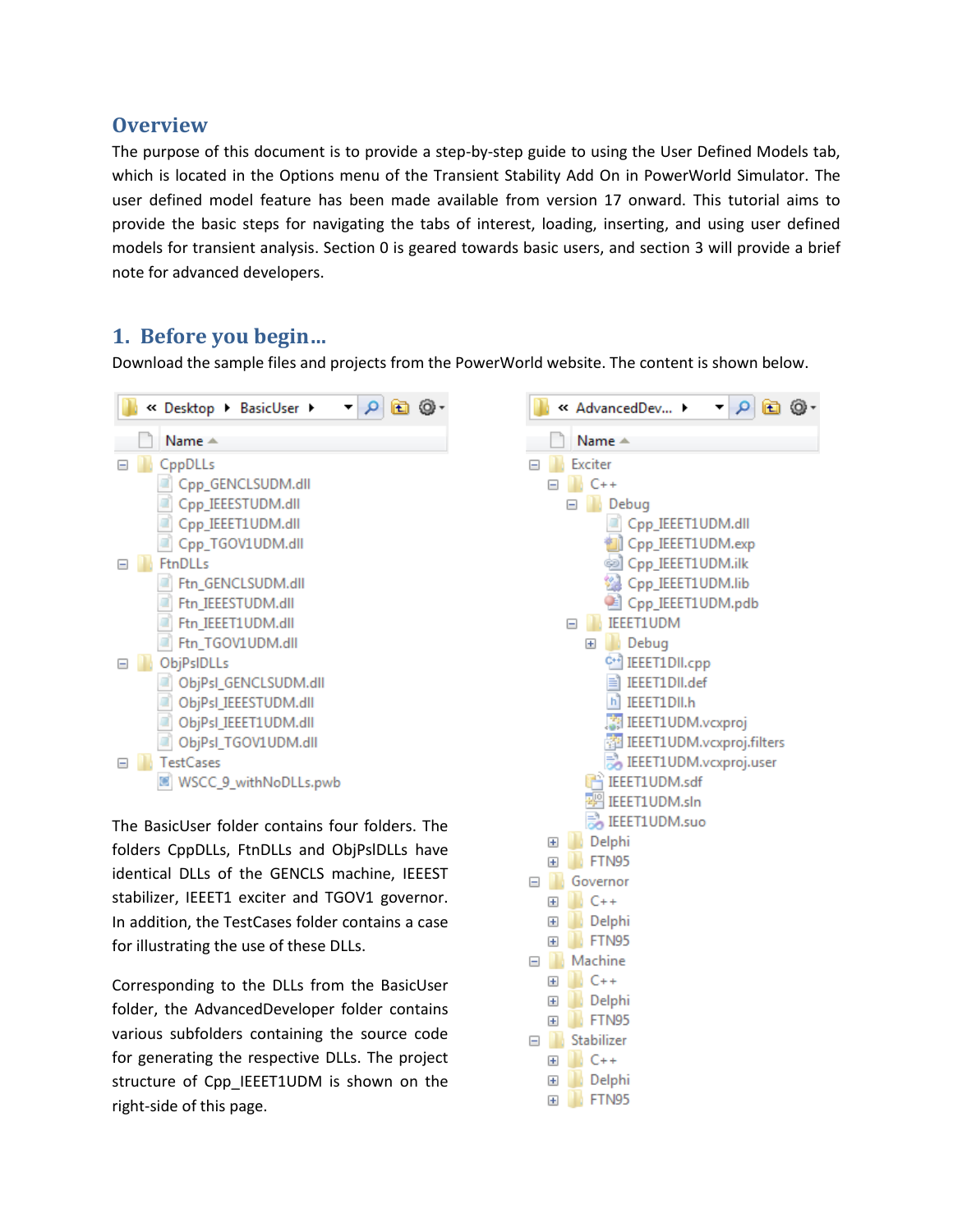## Overview

The purpose of this document is to provide a step-by-step guide to using the User Defined Models tab, which is located in the Options menu of the Transient Stability Add On in PowerWorld Simulator. The user defined model feature has been made available from version 17 onward. This tutorial aims to provide the basic steps for navigating the tabs of interest, loading, inserting, and using user defined models for transient analysis. Section 0 is geared towards basic users, and section 3 will provide a brief note for advanced developers.

## 1. Before you begin…

Download the sample files and projects from the PowerWorld website. The content is shown below.

```
« Desktop ▸ BasicUser ▸
Name
⊟ CppDLLs
    Cpp_GENCLSUDM.dll
    Cpp_IEEESTUDM.dll
    Cpp_IEEET1UDM.dll
    Cpp_TGOV1UDM.dll
⊟ FtnDLLs
    Ftn_GENCLSUDM.dll
    Ftn_IEEESTUDM.dll
    Ftn_IEEET1UDM.dll
    Ftn_TGOV1UDM.dll
⊟ ObjPslDLLs
    ObjPsl_GENCLSUDM.dll
    ObjPsl_IEEESTUDM.dll
    ObjPsl_IEEET1UDM.dll
    ObjPsl_TGOV1UDM.dll
⊟ TestCases
    WSCC_9_withNoDLLs.pwb
```

The BasicUser folder contains four folders. The folders CppDLLs, FtnDLLs and ObjPslDLLs have identical DLLs of the GENCLS machine, IEEEST stabilizer, IEEET1 exciter and TGOV1 governor. In addition, the TestCases folder contains a case for illustrating the use of these DLLs.

Corresponding to the DLLs from the BasicUser folder, the AdvancedDeveloper folder contains various subfolders containing the source code for generating the respective DLLs. The project structure of Cpp_IEEET1UDM is shown on the right-side of this page.

```
« AdvancedDev... ▸
Name
⊟ Exciter
    ⊟ C++
        ⊟ Debug
            Cpp_IEEET1UDM.dll
            Cpp_IEEET1UDM.exp
            Cpp_IEEET1UDM.ilk
            Cpp_IEEET1UDM.lib
            Cpp_IEEET1UDM.pdb
        ⊟ IEEET1UDM
            ⊞ Debug
            IEEET1Dll.cpp
            IEEET1Dll.def
            IEEET1Dll.h
            IEEET1UDM.vcxproj
            IEEET1UDM.vcxproj.filters
            IEEET1UDM.vcxproj.user
        IEEET1UDM.sdf
        IEEET1UDM.sln
        IEEET1UDM.suo
    ⊞ Delphi
    ⊞ FTN95
⊟ Governor
    ⊞ C++
    ⊞ Delphi
    ⊞ FTN95
⊟ Machine
    ⊞ C++
    ⊞ Delphi
    ⊞ FTN95
⊟ Stabilizer
    ⊞ C++
    ⊞ Delphi
    ⊞ FTN95
```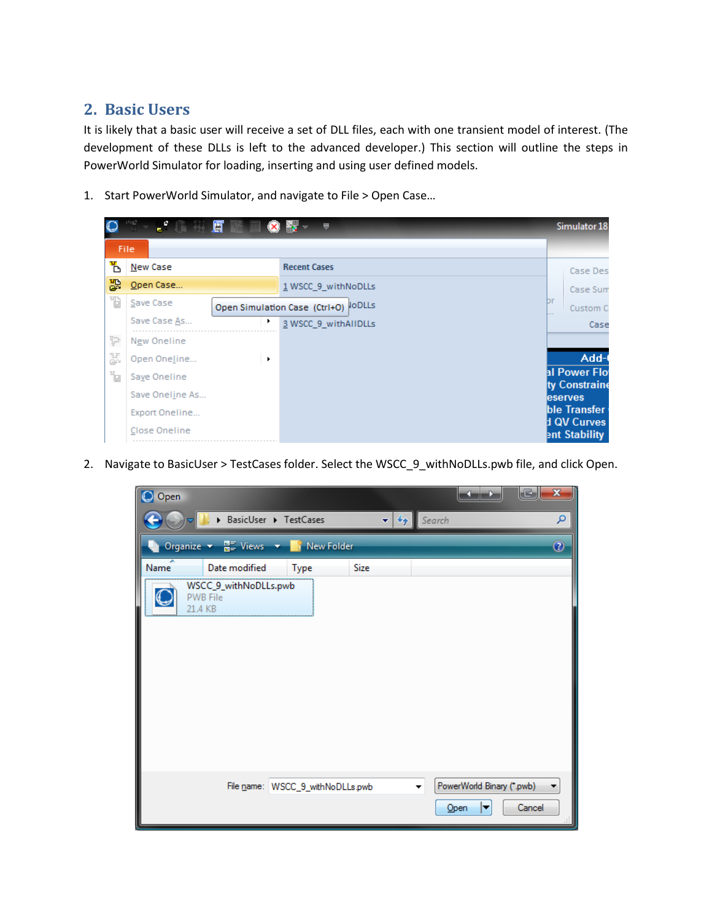## 2. Basic Users

It is likely that a basic user will receive a set of DLL files, each with one transient model of interest. (The development of these DLLs is left to the advanced developer.) This section will outline the steps in PowerWorld Simulator for loading, inserting and using user defined models.

1. Start PowerWorld Simulator, and navigate to File > Open Case…

2. Navigate to BasicUser > TestCases folder. Select the WSCC_9_withNoDLLs.pwb file, and click Open.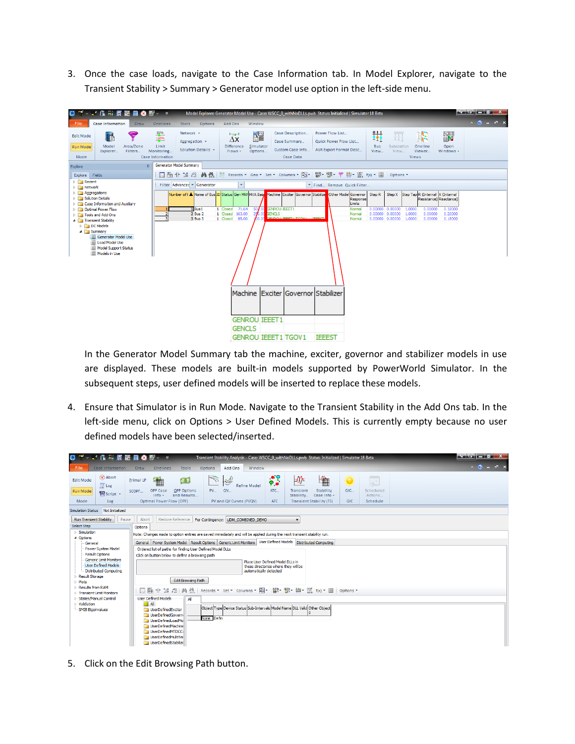3. Once the case loads, navigate to the Case Information tab. In Model Explorer, navigate to the Transient Stability > Summary > Generator model use option in the left-side menu.

| Machine | Exciter | Governor | Stabilizer |
|---|---|---|---|
| GENROU | IEEET1 | | |
| GENCLS | | | |
| GENROU | IEEET1 | TGOV1 | IEEEST |

In the Generator Model Summary tab the machine, exciter, governor and stabilizer models in use are displayed. These models are built-in models supported by PowerWorld Simulator. In the subsequent steps, user defined models will be inserted to replace these models.

4. Ensure that Simulator is in Run Mode. Navigate to the Transient Stability in the Add Ons tab. In the left-side menu, click on Options > User Defined Models. This is currently empty because no user defined models have been selected/inserted.

5. Click on the Edit Browsing Path button.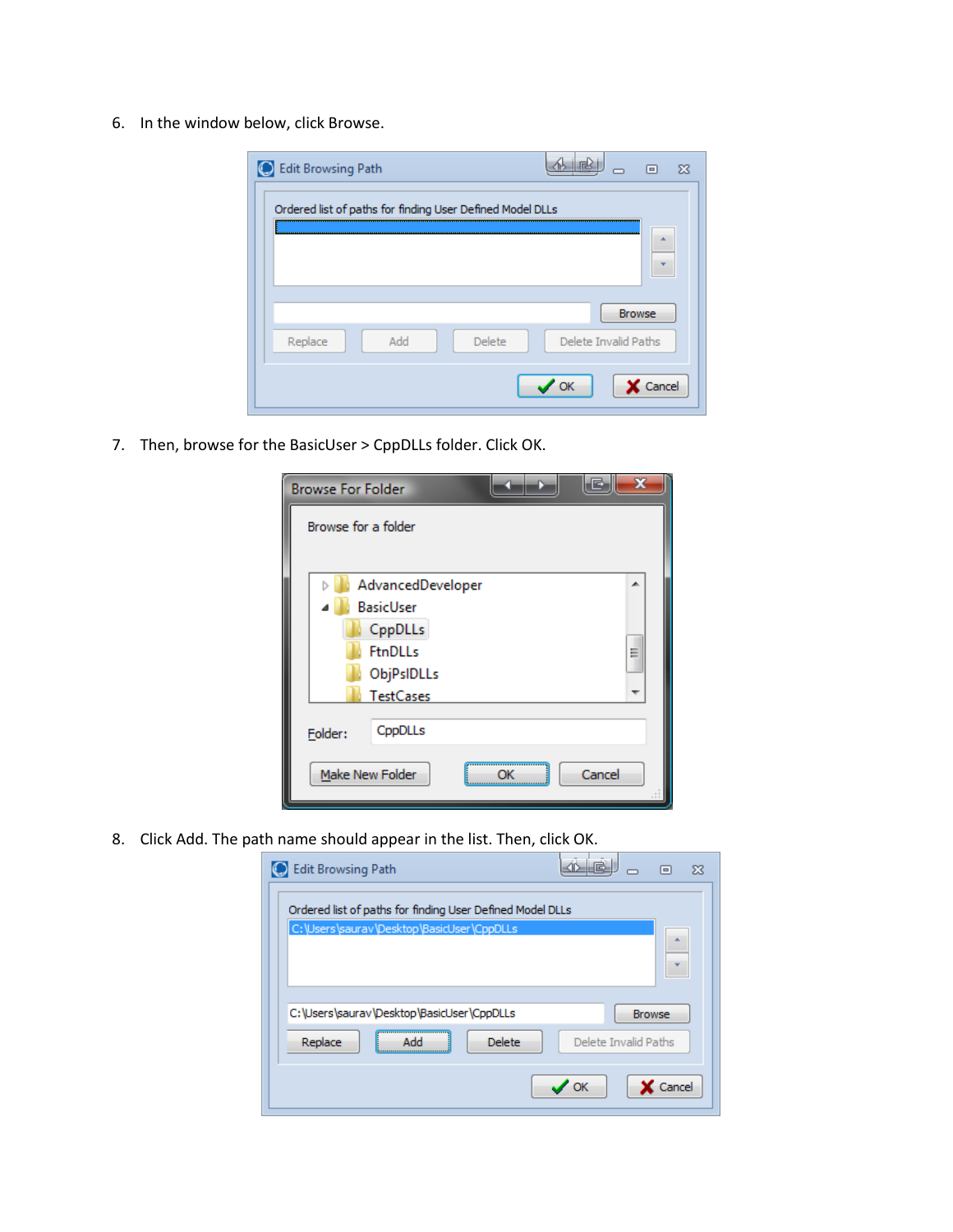6. In the window below, click Browse.

7. Then, browse for the BasicUser > CppDLLs folder. Click OK.

8. Click Add. The path name should appear in the list. Then, click OK.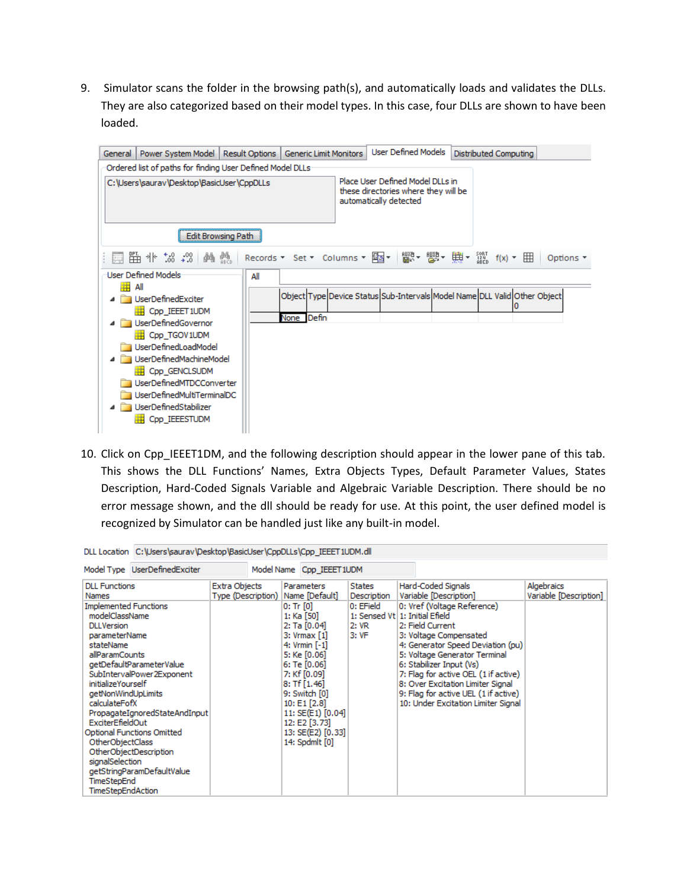9. Simulator scans the folder in the browsing path(s), and automatically loads and validates the DLLs. They are also categorized based on their model types. In this case, four DLLs are shown to have been loaded.

General | Power System Model | Result Options | Generic Limit Monitors | User Defined Models | Distributed Computing

Ordered list of paths for finding User Defined Model DLLs

C:\Users\saurav\Desktop\BasicUser\CppDLLs

Place User Defined Model DLLs in these directories where they will be automatically detected

Edit Browsing Path

Records ▾ Set ▾ Columns ▾ f(x) ▾ Options ▾

User Defined Models
- All
- UserDefinedExciter
  - Cpp_IEEET1UDM
- UserDefinedGovernor
  - Cpp_TGOV1UDM
- UserDefinedLoadModel
- UserDefinedMachineModel
  - Cpp_GENCLSUDM
- UserDefinedMTDCConverter
- UserDefinedMultiTerminalDC
- UserDefinedStabilizer
  - Cpp_IEEESTUDM

All

| Object | Type | Device Status | Sub-Intervals | Model Name | DLL Valid | Other Object 0 |
|---|---|---|---|---|---|---|
| None | Defin | | | | | |

10. Click on Cpp_IEEET1DM, and the following description should appear in the lower pane of this tab. This shows the DLL Functions' Names, Extra Objects Types, Default Parameter Values, States Description, Hard-Coded Signals Variable and Algebraic Variable Description. There should be no error message shown, and the dll should be ready for use. At this point, the user defined model is recognized by Simulator can be handled just like any built-in model.

DLL Location C:\Users\saurav\Desktop\BasicUser\CppDLLs\Cpp_IEEET1UDM.dll

Model Type UserDefinedExciter    Model Name Cpp_IEEET1UDM

| DLL Functions Names | Extra Objects Type (Description) | Parameters Name [Default] | States Description | Hard-Coded Signals Variable [Description] | Algebraics Variable [Description] |
|---|---|---|---|---|---|
| Implemented Functions | | 0: Tr [0] | 0: EField | 0: Vref (Voltage Reference) | |
| modelClassName | | 1: Ka [50] | 1: Sensed Vt | 1: Initial Efield | |
| DLLVersion | | 2: Ta [0.04] | 2: VR | 2: Field Current | |
| parameterName | | 3: Vrmax [1] | 3: VF | 3: Voltage Compensated | |
| stateName | | 4: Vrmin [-1] | | 4: Generator Speed Deviation (pu) | |
| allParamCounts | | 5: Ke [0.06] | | 5: Voltage Generator Terminal | |
| getDefaultParameterValue | | 6: Te [0.06] | | 6: Stabilizer Input (Vs) | |
| SubIntervalPower2Exponent | | 7: Kf [0.09] | | 7: Flag for active OEL (1 if active) | |
| initializeYourself | | 8: Tf [1.46] | | 8: Over Excitation Limiter Signal | |
| getNonWindUpLimits | | 9: Switch [0] | | 9: Flag for active UEL (1 if active) | |
| calculateFofX | | 10: E1 [2.8] | | 10: Under Excitation Limiter Signal | |
| PropagateIgnoredStateAndInput | | 11: SE(E1) [0.04] | | | |
| ExciterEfieldOut | | 12: E2 [3.73] | | | |
| Optional Functions Omitted | | 13: SE(E2) [0.33] | | | |
| OtherObjectClass | | 14: Spdmlt [0] | | | |
| OtherObjectDescription | | | | | |
| signalSelection | | | | | |
| getStringParamDefaultValue | | | | | |
| TimeStepEnd | | | | | |
| TimeStepEndAction | | | | | |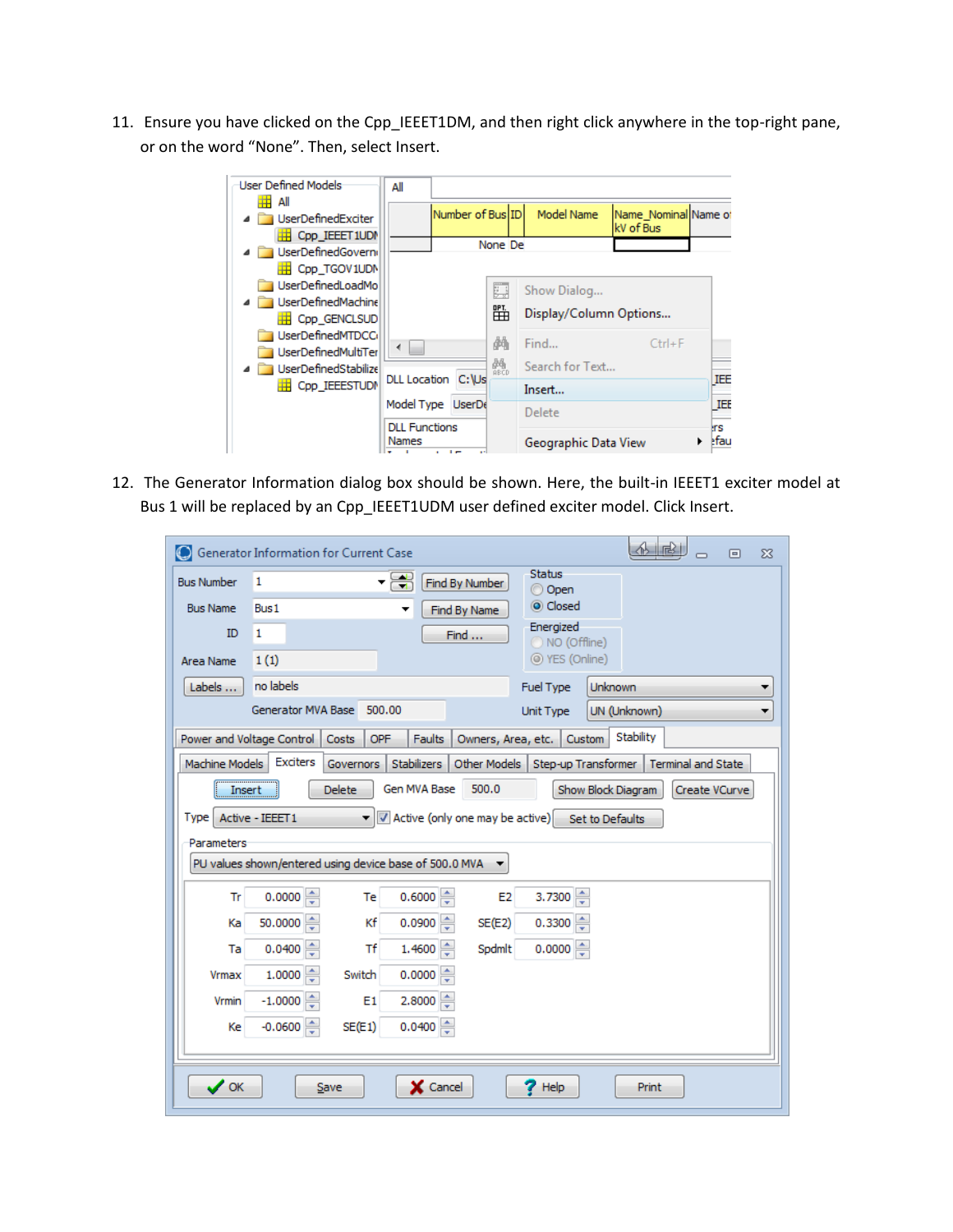11. Ensure you have clicked on the Cpp_IEEET1DM, and then right click anywhere in the top-right pane, or on the word “None”. Then, select Insert.

12. The Generator Information dialog box should be shown. Here, the built-in IEEET1 exciter model at Bus 1 will be replaced by an Cpp_IEEET1UDM user defined exciter model. Click Insert.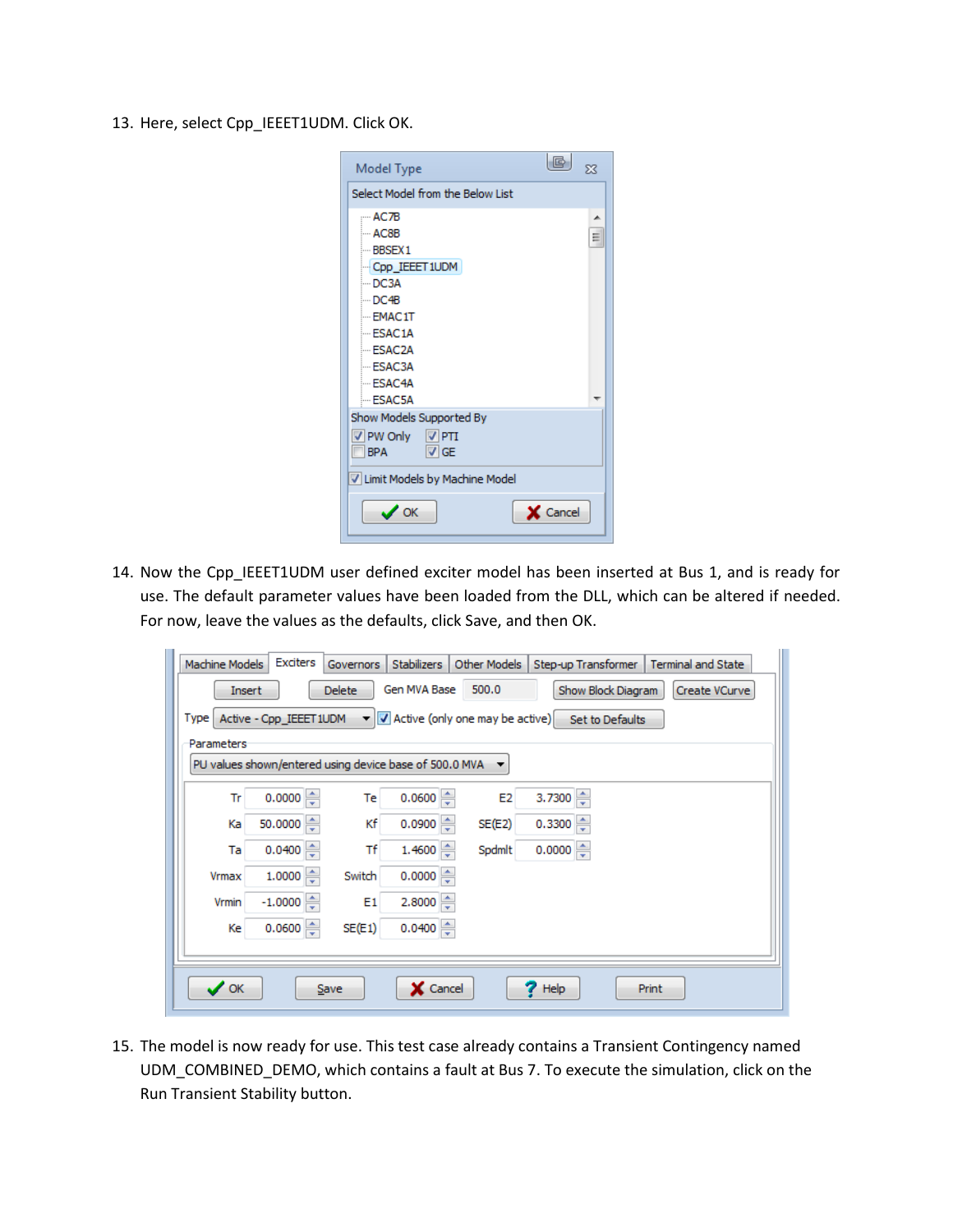13. Here, select Cpp_IEEET1UDM. Click OK.

14. Now the Cpp_IEEET1UDM user defined exciter model has been inserted at Bus 1, and is ready for use. The default parameter values have been loaded from the DLL, which can be altered if needed. For now, leave the values as the defaults, click Save, and then OK.

15. The model is now ready for use. This test case already contains a Transient Contingency named UDM_COMBINED_DEMO, which contains a fault at Bus 7. To execute the simulation, click on the Run Transient Stability button.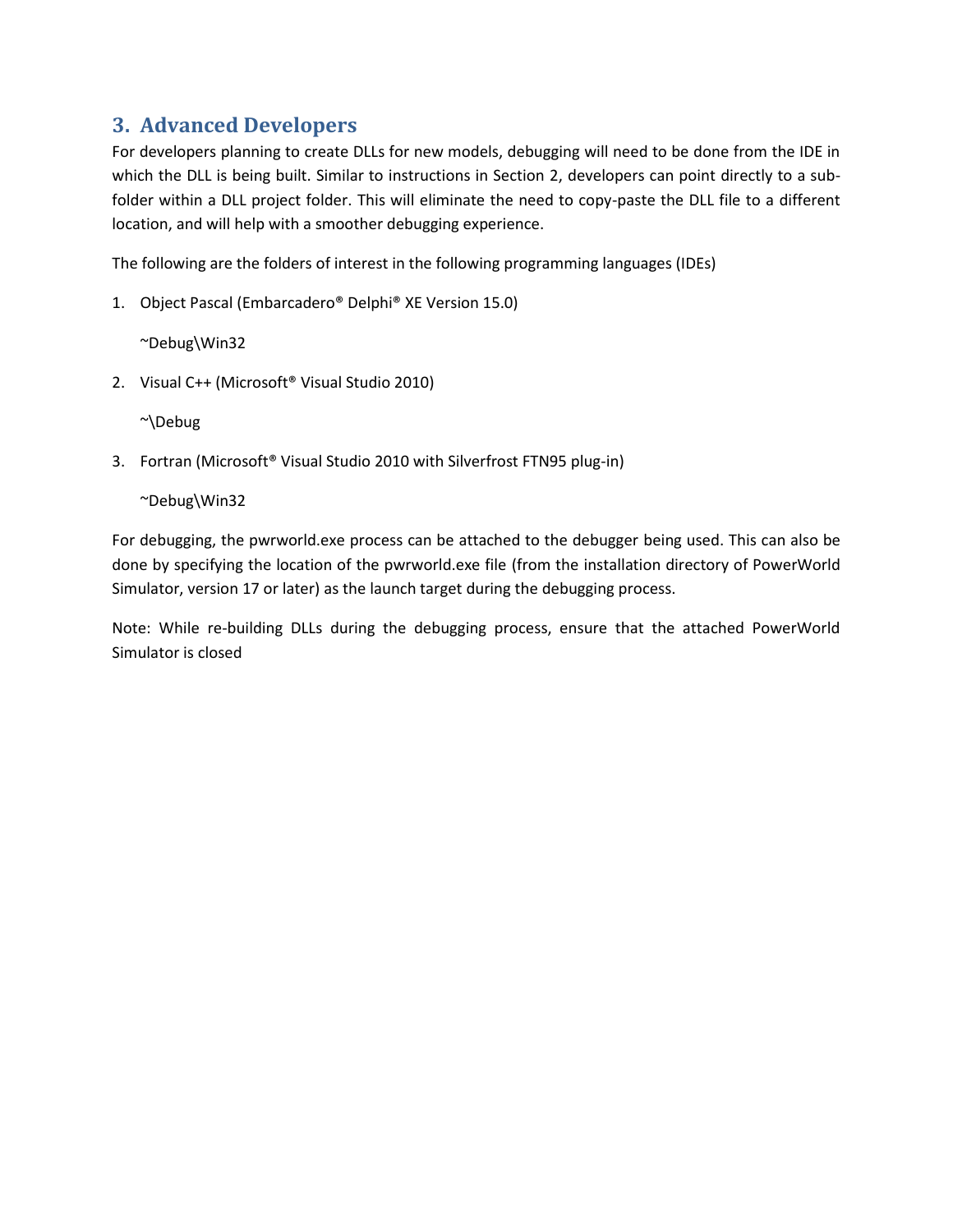## 3. Advanced Developers

For developers planning to create DLLs for new models, debugging will need to be done from the IDE in which the DLL is being built. Similar to instructions in Section 2, developers can point directly to a sub-folder within a DLL project folder. This will eliminate the need to copy-paste the DLL file to a different location, and will help with a smoother debugging experience.

The following are the folders of interest in the following programming languages (IDEs)

1. Object Pascal (Embarcadero® Delphi® XE Version 15.0)

   ~Debug\Win32

2. Visual C++ (Microsoft® Visual Studio 2010)

   ~\Debug

3. Fortran (Microsoft® Visual Studio 2010 with Silverfrost FTN95 plug-in)

   ~Debug\Win32

For debugging, the pwrworld.exe process can be attached to the debugger being used. This can also be done by specifying the location of the pwrworld.exe file (from the installation directory of PowerWorld Simulator, version 17 or later) as the launch target during the debugging process.

Note: While re-building DLLs during the debugging process, ensure that the attached PowerWorld Simulator is closed